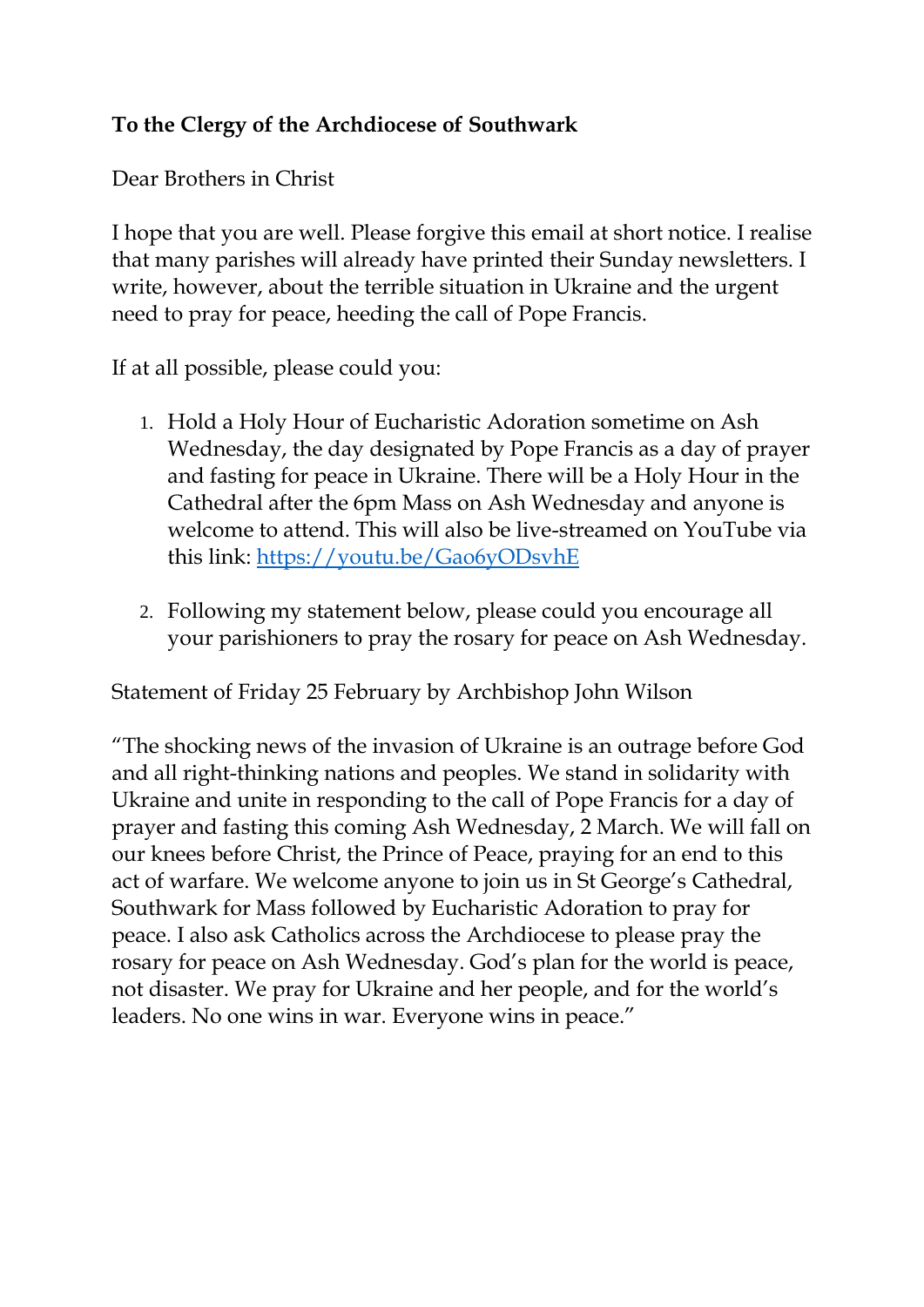**To the Clergy of the Archdiocese of Southwark**

Dear Brothers in Christ

I hope that you are well. Please forgive this email at short notice. I realise that many parishes will already have printed their Sunday newsletters. I write, however, about the terrible situation in Ukraine and the urgent need to pray for peace, heeding the call of Pope Francis.

If at all possible, please could you:

1. Hold a Holy Hour of Eucharistic Adoration sometime on Ash Wednesday, the day designated by Pope Francis as a day of prayer and fasting for peace in Ukraine. There will be a Holy Hour in the Cathedral after the 6pm Mass on Ash Wednesday and anyone is welcome to attend. This will also be live-streamed on YouTube via this link: [https://youtu.be/Gao6yODsvhE](https://youtu.be/Gao6yODsvhE)

2. Following my statement below, please could you encourage all your parishioners to pray the rosary for peace on Ash Wednesday.

Statement of Friday 25 February by Archbishop John Wilson

"The shocking news of the invasion of Ukraine is an outrage before God and all right-thinking nations and peoples. We stand in solidarity with Ukraine and unite in responding to the call of Pope Francis for a day of prayer and fasting this coming Ash Wednesday, 2 March. We will fall on our knees before Christ, the Prince of Peace, praying for an end to this act of warfare. We welcome anyone to join us in St George's Cathedral, Southwark for Mass followed by Eucharistic Adoration to pray for peace. I also ask Catholics across the Archdiocese to please pray the rosary for peace on Ash Wednesday. God's plan for the world is peace, not disaster. We pray for Ukraine and her people, and for the world's leaders. No one wins in war. Everyone wins in peace."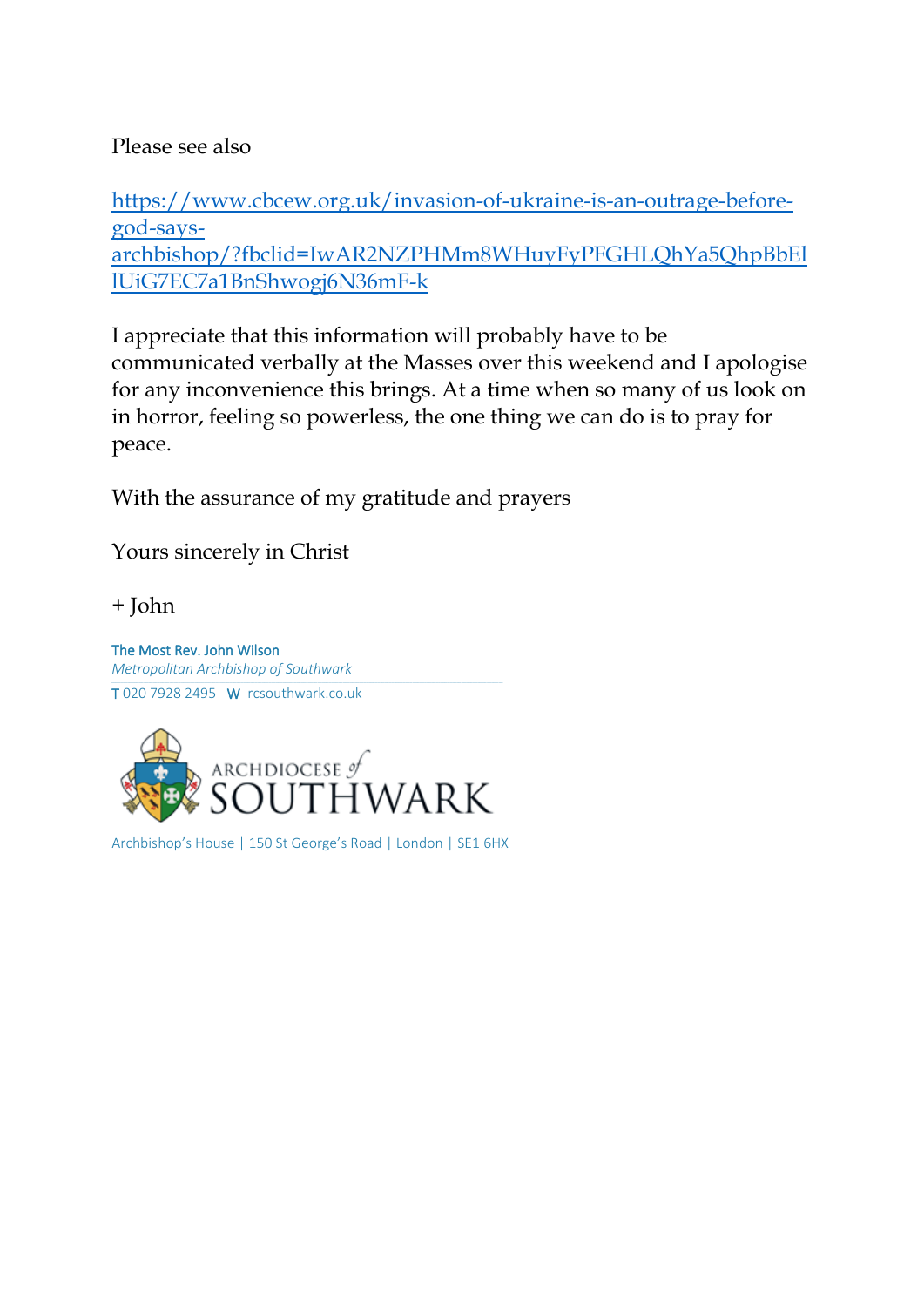Please see also

https://www.cbcew.org.uk/invasion-of-ukraine-is-an-outrage-before-god-says-archbishop/?fbclid=IwAR2NZPHMm8WHuyFyPFGHLQhYa5QhpBbElUiG7EC7a1BnShwogj6N36mF-k

I appreciate that this information will probably have to be communicated verbally at the Masses over this weekend and I apologise for any inconvenience this brings. At a time when so many of us look on in horror, feeling so powerless, the one thing we can do is to pray for peace.

With the assurance of my gratitude and prayers

Yours sincerely in Christ

+ John

The Most Rev. John Wilson
*Metropolitan Archbishop of Southwark*

T 020 7928 2495 W rcsouthwark.co.uk

ARCHDIOCESE of SOUTHWARK

Archbishop's House | 150 St George's Road | London | SE1 6HX